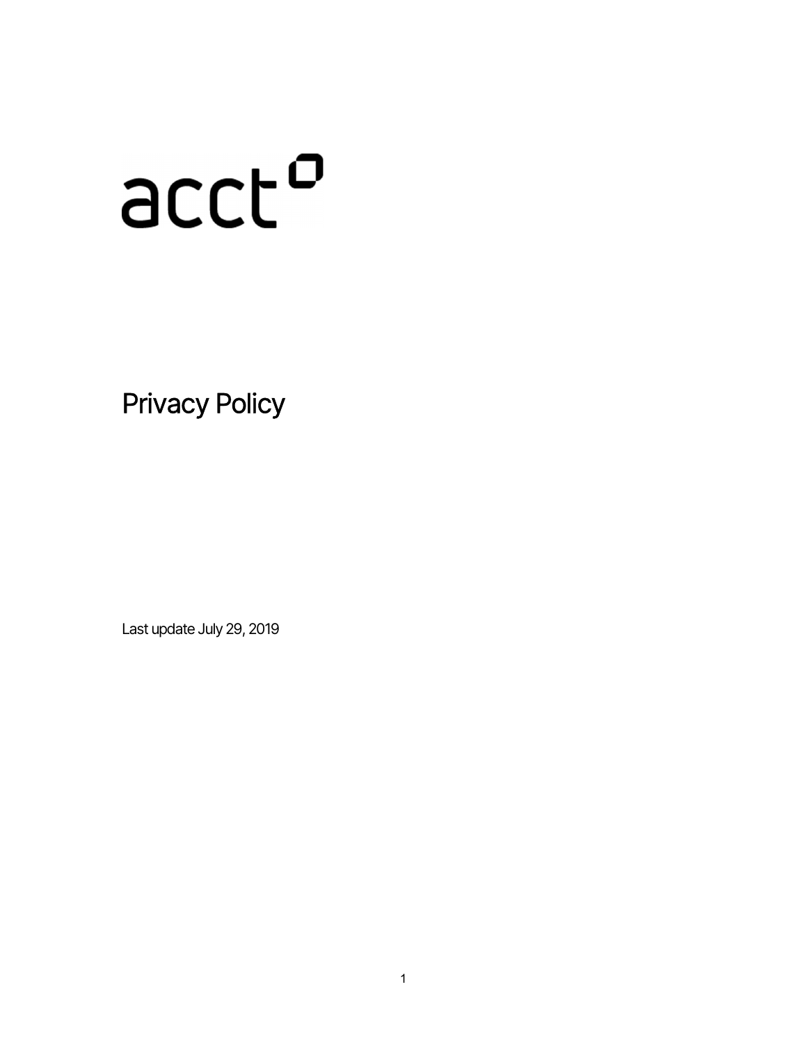acct

# Privacy Policy

Last update July 29, 2019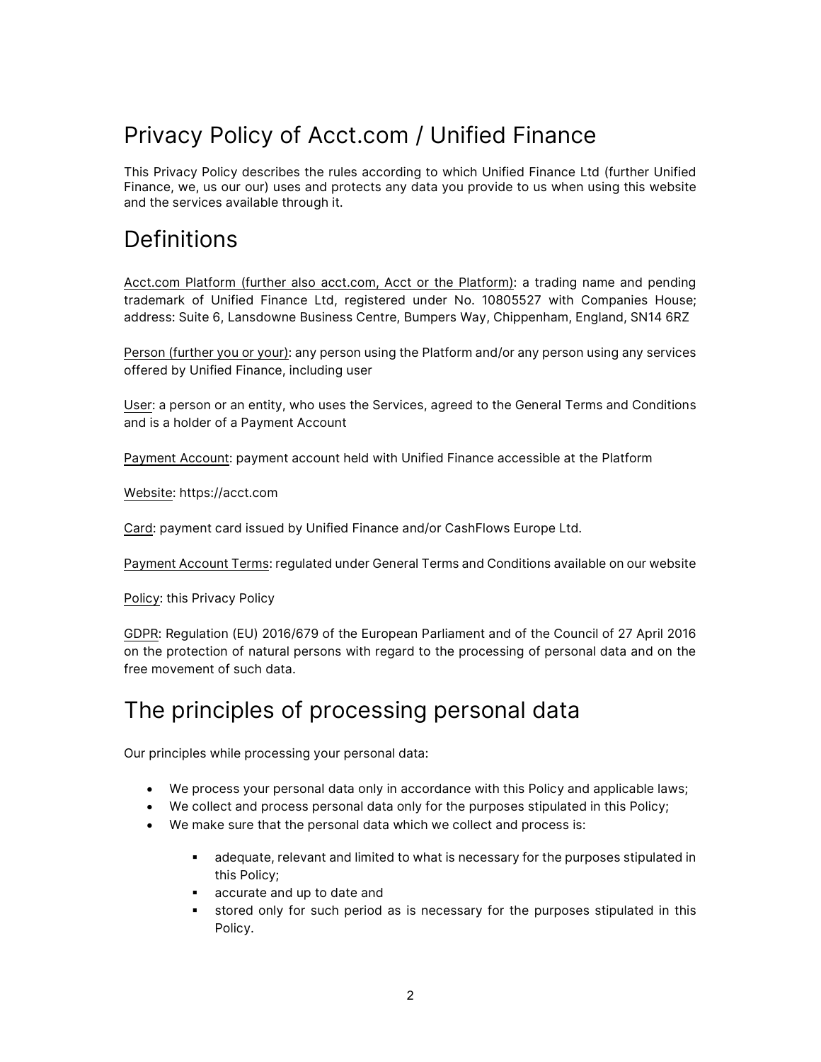# Privacy Policy of Acct.com / Unified Finance

This Privacy Policy describes the rules according to which Unified Finance Ltd (further Unified Finance, we, us our our) uses and protects any data you provide to us when using this website and the services available through it.

# Definitions

Acct.com Platform (further also acct.com, Acct or the Platform): a trading name and pending trademark of Unified Finance Ltd, registered under No. 10805527 with Companies House; address: Suite 6, Lansdowne Business Centre, Bumpers Way, Chippenham, England, SN14 6RZ

Person (further you or your): any person using the Platform and/or any person using any services offered by Unified Finance, including user

User: a person or an entity, who uses the Services, agreed to the General Terms and Conditions and is a holder of a Payment Account

Payment Account: payment account held with Unified Finance accessible at the Platform

Website: https://acct.com

Card: payment card issued by Unified Finance and/or CashFlows Europe Ltd.

Payment Account Terms: regulated under General Terms and Conditions available on our website

Policy: this Privacy Policy

GDPR: Regulation (EU) 2016/679 of the European Parliament and of the Council of 27 April 2016 on the protection of natural persons with regard to the processing of personal data and on the free movement of such data.

# The principles of processing personal data

Our principles while processing your personal data:

- We process your personal data only in accordance with this Policy and applicable laws;
- We collect and process personal data only for the purposes stipulated in this Policy;
- We make sure that the personal data which we collect and process is:
  - adequate, relevant and limited to what is necessary for the purposes stipulated in this Policy;
  - accurate and up to date and
  - stored only for such period as is necessary for the purposes stipulated in this Policy.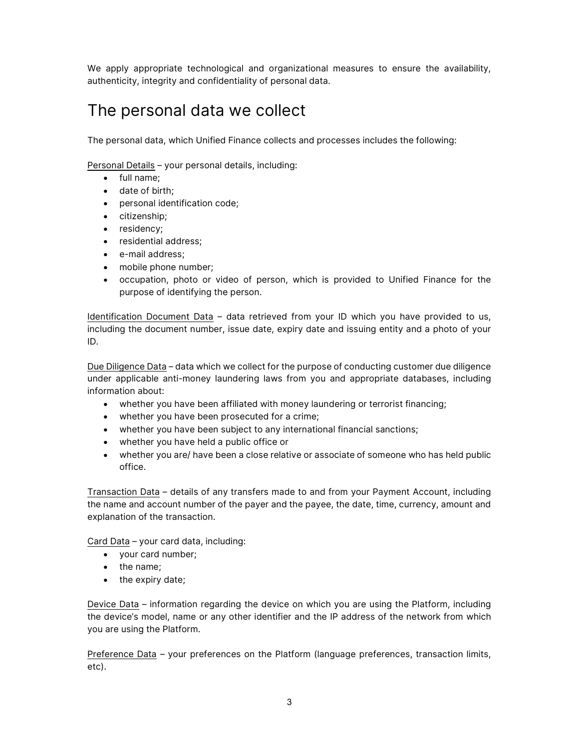We apply appropriate technological and organizational measures to ensure the availability, authenticity, integrity and confidentiality of personal data.

# The personal data we collect

The personal data, which Unified Finance collects and processes includes the following:

Personal Details – your personal details, including:

- full name;
- date of birth;
- personal identification code;
- citizenship;
- residency;
- residential address;
- e-mail address;
- mobile phone number;
- occupation, photo or video of person, which is provided to Unified Finance for the purpose of identifying the person.

Identification Document Data – data retrieved from your ID which you have provided to us, including the document number, issue date, expiry date and issuing entity and a photo of your ID.

Due Diligence Data – data which we collect for the purpose of conducting customer due diligence under applicable anti-money laundering laws from you and appropriate databases, including information about:

- whether you have been affiliated with money laundering or terrorist financing;
- whether you have been prosecuted for a crime;
- whether you have been subject to any international financial sanctions;
- whether you have held a public office or
- whether you are/ have been a close relative or associate of someone who has held public office.

Transaction Data – details of any transfers made to and from your Payment Account, including the name and account number of the payer and the payee, the date, time, currency, amount and explanation of the transaction.

Card Data – your card data, including:

- your card number;
- the name;
- the expiry date;

Device Data – information regarding the device on which you are using the Platform, including the device's model, name or any other identifier and the IP address of the network from which you are using the Platform.

Preference Data – your preferences on the Platform (language preferences, transaction limits, etc).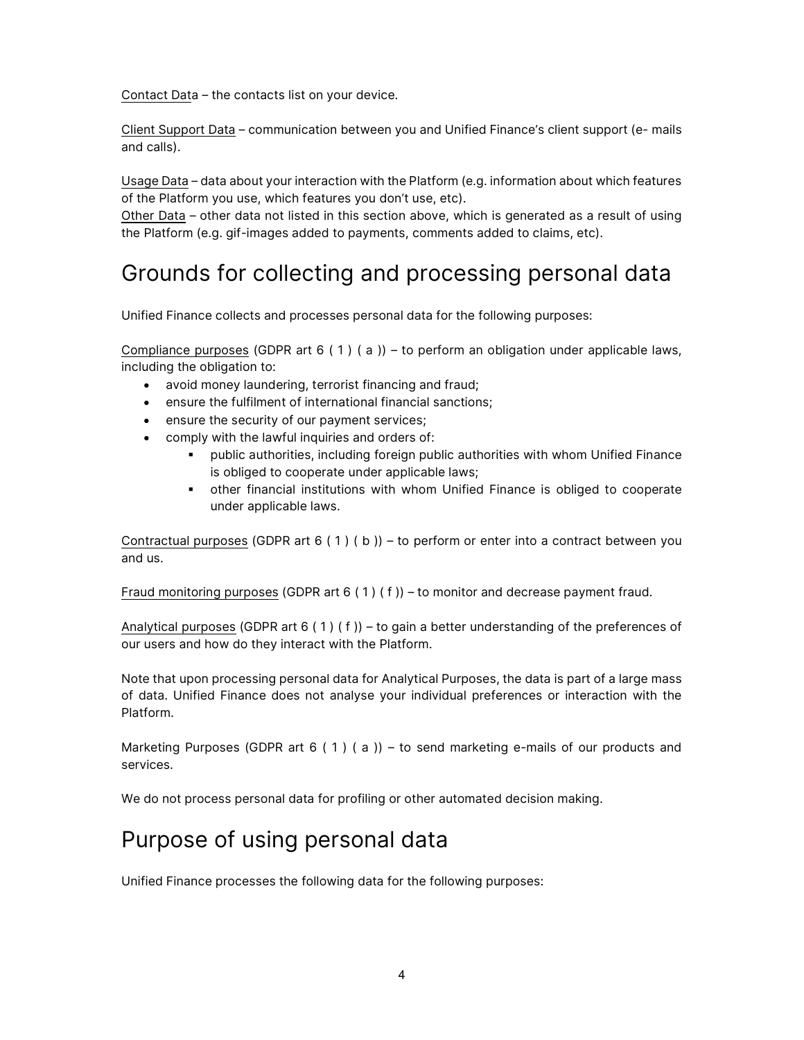Contact Data – the contacts list on your device.

Client Support Data – communication between you and Unified Finance's client support (e- mails and calls).

Usage Data – data about your interaction with the Platform (e.g. information about which features of the Platform you use, which features you don't use, etc).
Other Data – other data not listed in this section above, which is generated as a result of using the Platform (e.g. gif-images added to payments, comments added to claims, etc).

# Grounds for collecting and processing personal data

Unified Finance collects and processes personal data for the following purposes:

Compliance purposes (GDPR art 6 ( 1 ) ( a )) – to perform an obligation under applicable laws, including the obligation to:

- avoid money laundering, terrorist financing and fraud;
- ensure the fulfilment of international financial sanctions;
- ensure the security of our payment services;
- comply with the lawful inquiries and orders of:
  - public authorities, including foreign public authorities with whom Unified Finance is obliged to cooperate under applicable laws;
  - other financial institutions with whom Unified Finance is obliged to cooperate under applicable laws.

Contractual purposes (GDPR art 6 ( 1 ) ( b )) – to perform or enter into a contract between you and us.

Fraud monitoring purposes (GDPR art 6 ( 1 ) ( f )) – to monitor and decrease payment fraud.

Analytical purposes (GDPR art 6 ( 1 ) ( f )) – to gain a better understanding of the preferences of our users and how do they interact with the Platform.

Note that upon processing personal data for Analytical Purposes, the data is part of a large mass of data. Unified Finance does not analyse your individual preferences or interaction with the Platform.

Marketing Purposes (GDPR art 6 ( 1 ) ( a )) – to send marketing e-mails of our products and services.

We do not process personal data for profiling or other automated decision making.

# Purpose of using personal data

Unified Finance processes the following data for the following purposes: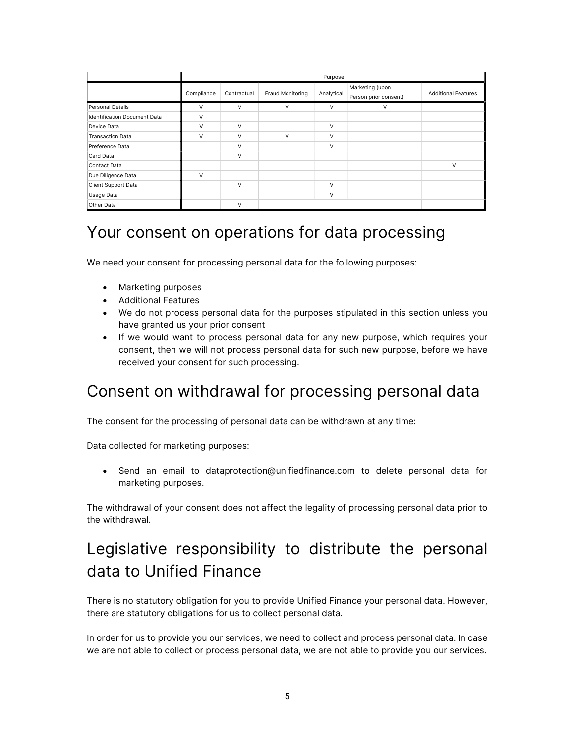| | Purpose | | | | | |
|---|---|---|---|---|---|---|
| | Compliance | Contractual | Fraud Monitoring | Analytical | Marketing (upon Person prior consent) | Additional Features |
| Personal Details | V | V | V | V | V | |
| Identification Document Data | V | | | | | |
| Device Data | V | V | | V | | |
| Transaction Data | V | V | V | V | | |
| Preference Data | | V | | V | | |
| Card Data | | V | | | | |
| Contact Data | | | | | | V |
| Due Diligence Data | V | | | | | |
| Client Support Data | | V | | V | | |
| Usage Data | | | | V | | |
| Other Data | | V | | | | |

## Your consent on operations for data processing

We need your consent for processing personal data for the following purposes:

- Marketing purposes
- Additional Features
- We do not process personal data for the purposes stipulated in this section unless you have granted us your prior consent
- If we would want to process personal data for any new purpose, which requires your consent, then we will not process personal data for such new purpose, before we have received your consent for such processing.

## Consent on withdrawal for processing personal data

The consent for the processing of personal data can be withdrawn at any time:

Data collected for marketing purposes:

- Send an email to dataprotection@unifiedfinance.com to delete personal data for marketing purposes.

The withdrawal of your consent does not affect the legality of processing personal data prior to the withdrawal.

## Legislative responsibility to distribute the personal data to Unified Finance

There is no statutory obligation for you to provide Unified Finance your personal data. However, there are statutory obligations for us to collect personal data.

In order for us to provide you our services, we need to collect and process personal data. In case we are not able to collect or process personal data, we are not able to provide you our services.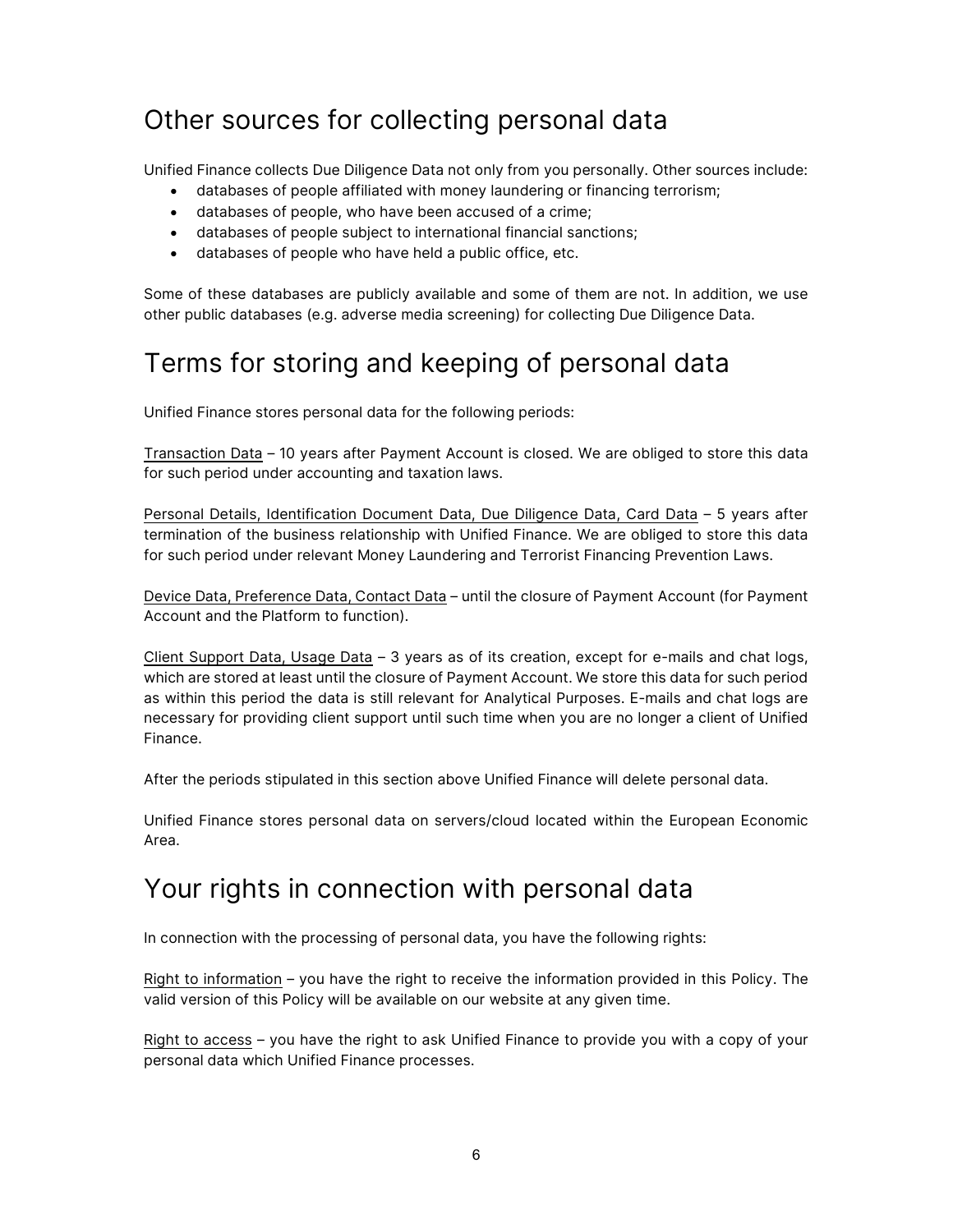## Other sources for collecting personal data

Unified Finance collects Due Diligence Data not only from you personally. Other sources include:

- databases of people affiliated with money laundering or financing terrorism;
- databases of people, who have been accused of a crime;
- databases of people subject to international financial sanctions;
- databases of people who have held a public office, etc.

Some of these databases are publicly available and some of them are not. In addition, we use other public databases (e.g. adverse media screening) for collecting Due Diligence Data.

## Terms for storing and keeping of personal data

Unified Finance stores personal data for the following periods:

<u>Transaction Data</u> – 10 years after Payment Account is closed. We are obliged to store this data for such period under accounting and taxation laws.

<u>Personal Details, Identification Document Data, Due Diligence Data, Card Data</u> – 5 years after termination of the business relationship with Unified Finance. We are obliged to store this data for such period under relevant Money Laundering and Terrorist Financing Prevention Laws.

<u>Device Data, Preference Data, Contact Data</u> – until the closure of Payment Account (for Payment Account and the Platform to function).

<u>Client Support Data, Usage Data</u> – 3 years as of its creation, except for e-mails and chat logs, which are stored at least until the closure of Payment Account. We store this data for such period as within this period the data is still relevant for Analytical Purposes. E-mails and chat logs are necessary for providing client support until such time when you are no longer a client of Unified Finance.

After the periods stipulated in this section above Unified Finance will delete personal data.

Unified Finance stores personal data on servers/cloud located within the European Economic Area.

## Your rights in connection with personal data

In connection with the processing of personal data, you have the following rights:

<u>Right to information</u> – you have the right to receive the information provided in this Policy. The valid version of this Policy will be available on our website at any given time.

<u>Right to access</u> – you have the right to ask Unified Finance to provide you with a copy of your personal data which Unified Finance processes.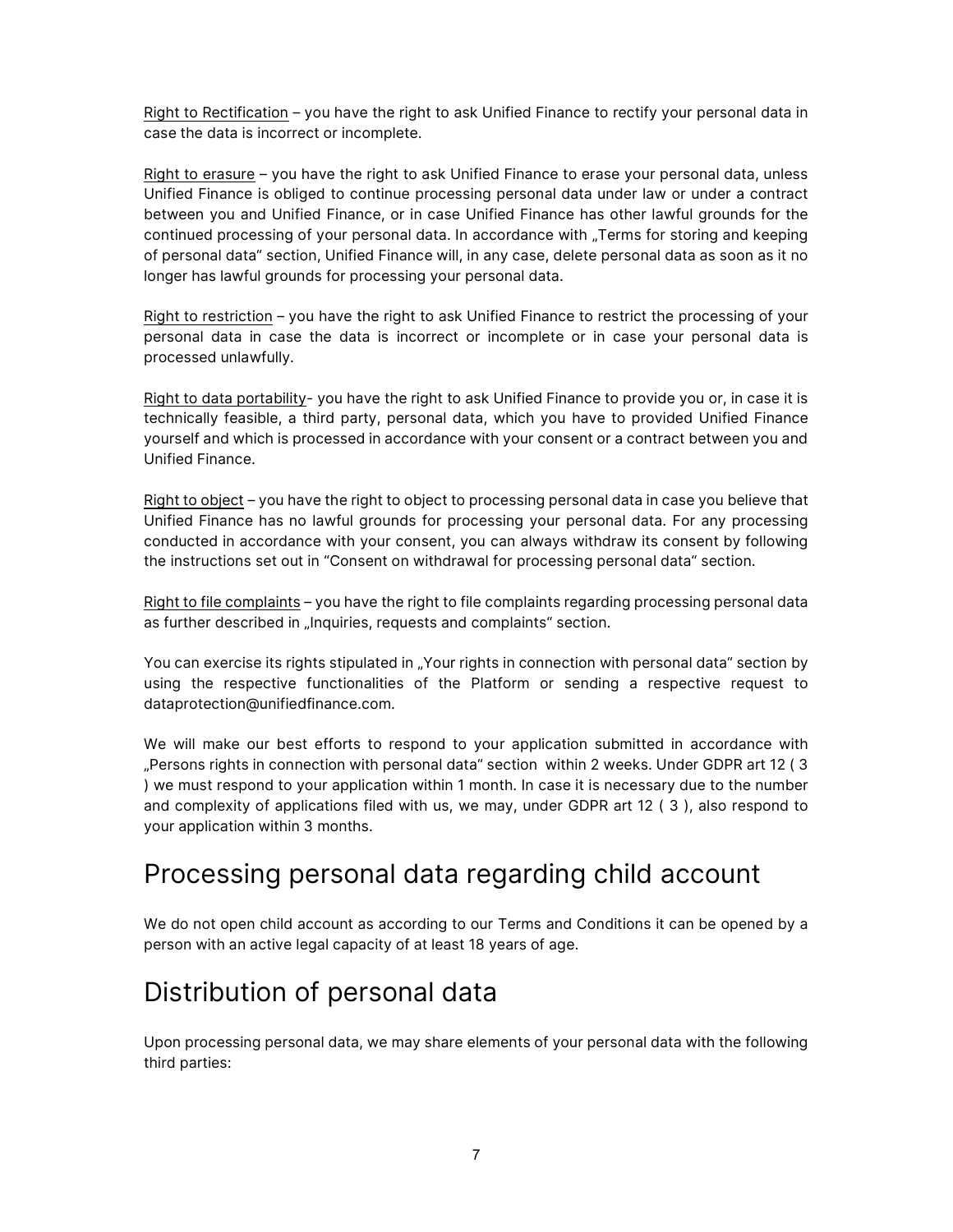Right to Rectification – you have the right to ask Unified Finance to rectify your personal data in case the data is incorrect or incomplete.

Right to erasure – you have the right to ask Unified Finance to erase your personal data, unless Unified Finance is obliged to continue processing personal data under law or under a contract between you and Unified Finance, or in case Unified Finance has other lawful grounds for the continued processing of your personal data. In accordance with „Terms for storing and keeping of personal data" section, Unified Finance will, in any case, delete personal data as soon as it no longer has lawful grounds for processing your personal data.

Right to restriction – you have the right to ask Unified Finance to restrict the processing of your personal data in case the data is incorrect or incomplete or in case your personal data is processed unlawfully.

Right to data portability- you have the right to ask Unified Finance to provide you or, in case it is technically feasible, a third party, personal data, which you have to provided Unified Finance yourself and which is processed in accordance with your consent or a contract between you and Unified Finance.

Right to object – you have the right to object to processing personal data in case you believe that Unified Finance has no lawful grounds for processing your personal data. For any processing conducted in accordance with your consent, you can always withdraw its consent by following the instructions set out in "Consent on withdrawal for processing personal data" section.

Right to file complaints – you have the right to file complaints regarding processing personal data as further described in „Inquiries, requests and complaints" section.

You can exercise its rights stipulated in „Your rights in connection with personal data" section by using the respective functionalities of the Platform or sending a respective request to dataprotection@unifiedfinance.com.

We will make our best efforts to respond to your application submitted in accordance with „Persons rights in connection with personal data" section within 2 weeks. Under GDPR art 12 ( 3 ) we must respond to your application within 1 month. In case it is necessary due to the number and complexity of applications filed with us, we may, under GDPR art 12 ( 3 ), also respond to your application within 3 months.

## Processing personal data regarding child account

We do not open child account as according to our Terms and Conditions it can be opened by a person with an active legal capacity of at least 18 years of age.

## Distribution of personal data

Upon processing personal data, we may share elements of your personal data with the following third parties: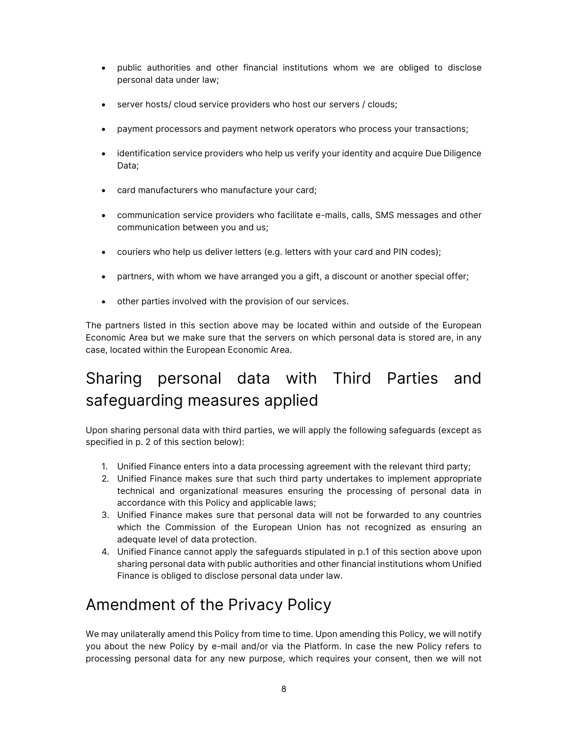- public authorities and other financial institutions whom we are obliged to disclose personal data under law;
- server hosts/ cloud service providers who host our servers / clouds;
- payment processors and payment network operators who process your transactions;
- identification service providers who help us verify your identity and acquire Due Diligence Data;
- card manufacturers who manufacture your card;
- communication service providers who facilitate e-mails, calls, SMS messages and other communication between you and us;
- couriers who help us deliver letters (e.g. letters with your card and PIN codes);
- partners, with whom we have arranged you a gift, a discount or another special offer;
- other parties involved with the provision of our services.

The partners listed in this section above may be located within and outside of the European Economic Area but we make sure that the servers on which personal data is stored are, in any case, located within the European Economic Area.

# Sharing personal data with Third Parties and safeguarding measures applied

Upon sharing personal data with third parties, we will apply the following safeguards (except as specified in p. 2 of this section below):

1. Unified Finance enters into a data processing agreement with the relevant third party;
2. Unified Finance makes sure that such third party undertakes to implement appropriate technical and organizational measures ensuring the processing of personal data in accordance with this Policy and applicable laws;
3. Unified Finance makes sure that personal data will not be forwarded to any countries which the Commission of the European Union has not recognized as ensuring an adequate level of data protection.
4. Unified Finance cannot apply the safeguards stipulated in p.1 of this section above upon sharing personal data with public authorities and other financial institutions whom Unified Finance is obliged to disclose personal data under law.

# Amendment of the Privacy Policy

We may unilaterally amend this Policy from time to time. Upon amending this Policy, we will notify you about the new Policy by e-mail and/or via the Platform. In case the new Policy refers to processing personal data for any new purpose, which requires your consent, then we will not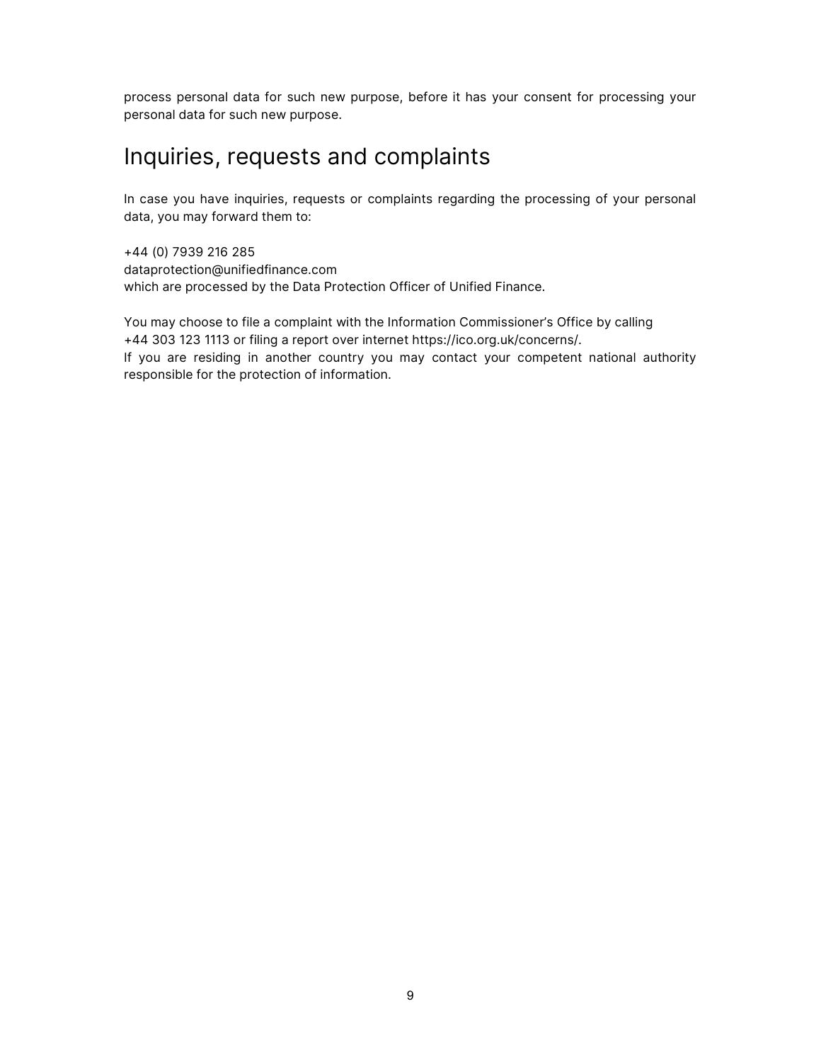process personal data for such new purpose, before it has your consent for processing your personal data for such new purpose.

# Inquiries, requests and complaints

In case you have inquiries, requests or complaints regarding the processing of your personal data, you may forward them to:

+44 (0) 7939 216 285
dataprotection@unifiedfinance.com
which are processed by the Data Protection Officer of Unified Finance.

You may choose to file a complaint with the Information Commissioner's Office by calling +44 303 123 1113 or filing a report over internet https://ico.org.uk/concerns/.
If you are residing in another country you may contact your competent national authority responsible for the protection of information.